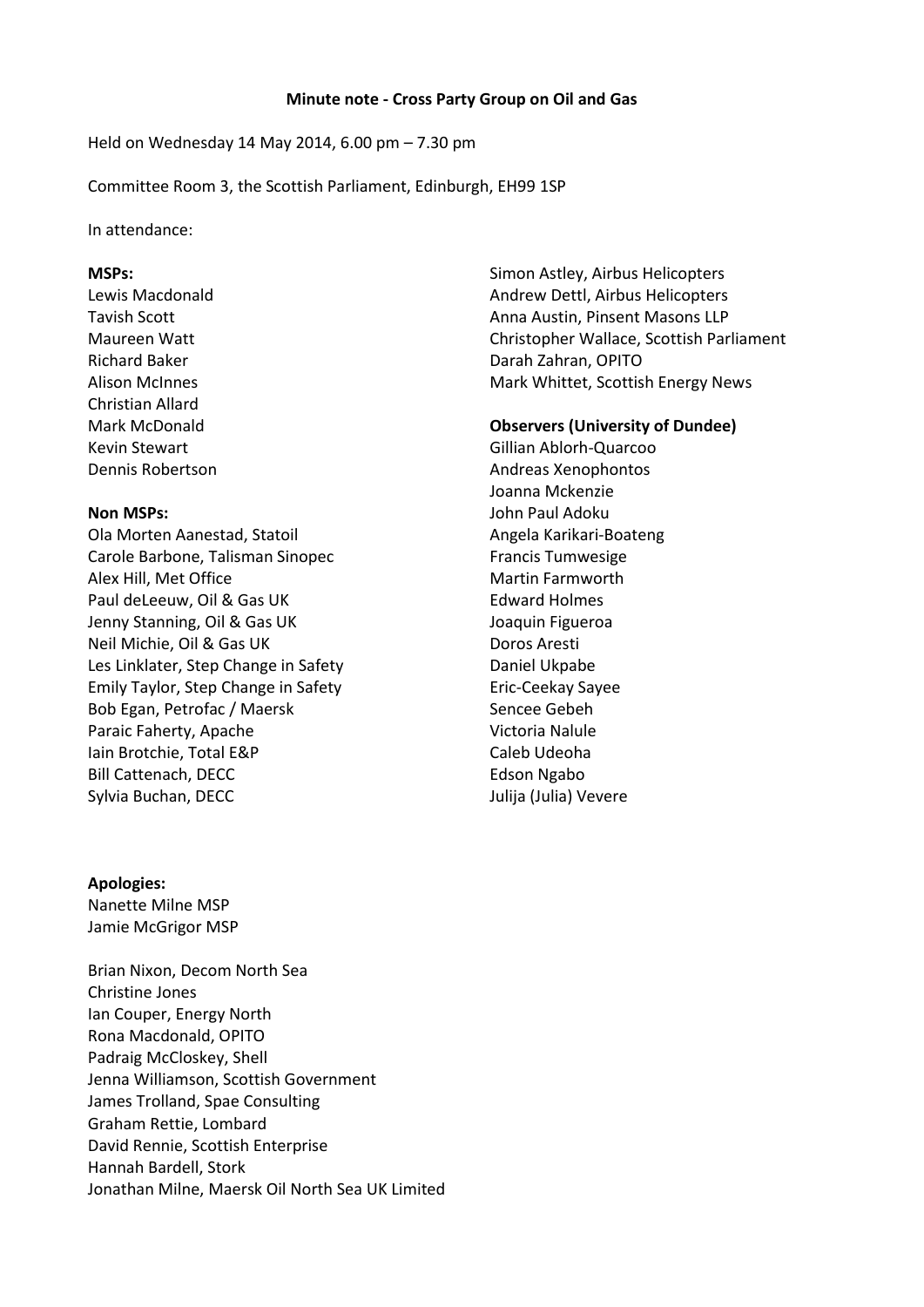**Minute note - Cross Party Group on Oil and Gas**

Held on Wednesday 14 May 2014, 6.00 pm – 7.30 pm

Committee Room 3, the Scottish Parliament, Edinburgh, EH99 1SP

In attendance:

**MSPs:**
Lewis Macdonald
Tavish Scott
Maureen Watt
Richard Baker
Alison McInnes
Christian Allard
Mark McDonald
Kevin Stewart
Dennis Robertson

**Non MSPs:**
Ola Morten Aanestad, Statoil
Carole Barbone, Talisman Sinopec
Alex Hill, Met Office
Paul deLeeuw, Oil & Gas UK
Jenny Stanning, Oil & Gas UK
Neil Michie, Oil & Gas UK
Les Linklater, Step Change in Safety
Emily Taylor, Step Change in Safety
Bob Egan, Petrofac / Maersk
Paraic Faherty, Apache
Iain Brotchie, Total E&P
Bill Cattenach, DECC
Sylvia Buchan, DECC
Simon Astley, Airbus Helicopters
Andrew Dettl, Airbus Helicopters
Anna Austin, Pinsent Masons LLP
Christopher Wallace, Scottish Parliament
Darah Zahran, OPITO
Mark Whittet, Scottish Energy News

**Observers (University of Dundee)**
Gillian Ablorh-Quarcoo
Andreas Xenophontos
Joanna Mckenzie
John Paul Adoku
Angela Karikari-Boateng
Francis Tumwesige
Martin Farmworth
Edward Holmes
Joaquin Figueroa
Doros Aresti
Daniel Ukpabe
Eric-Ceekay Sayee
Sencee Gebeh
Victoria Nalule
Caleb Udeoha
Edson Ngabo
Julija (Julia) Vevere

**Apologies:**
Nanette Milne MSP
Jamie McGrigor MSP

Brian Nixon, Decom North Sea
Christine Jones
Ian Couper, Energy North
Rona Macdonald, OPITO
Padraig McCloskey, Shell
Jenna Williamson, Scottish Government
James Trolland, Spae Consulting
Graham Rettie, Lombard
David Rennie, Scottish Enterprise
Hannah Bardell, Stork
Jonathan Milne, Maersk Oil North Sea UK Limited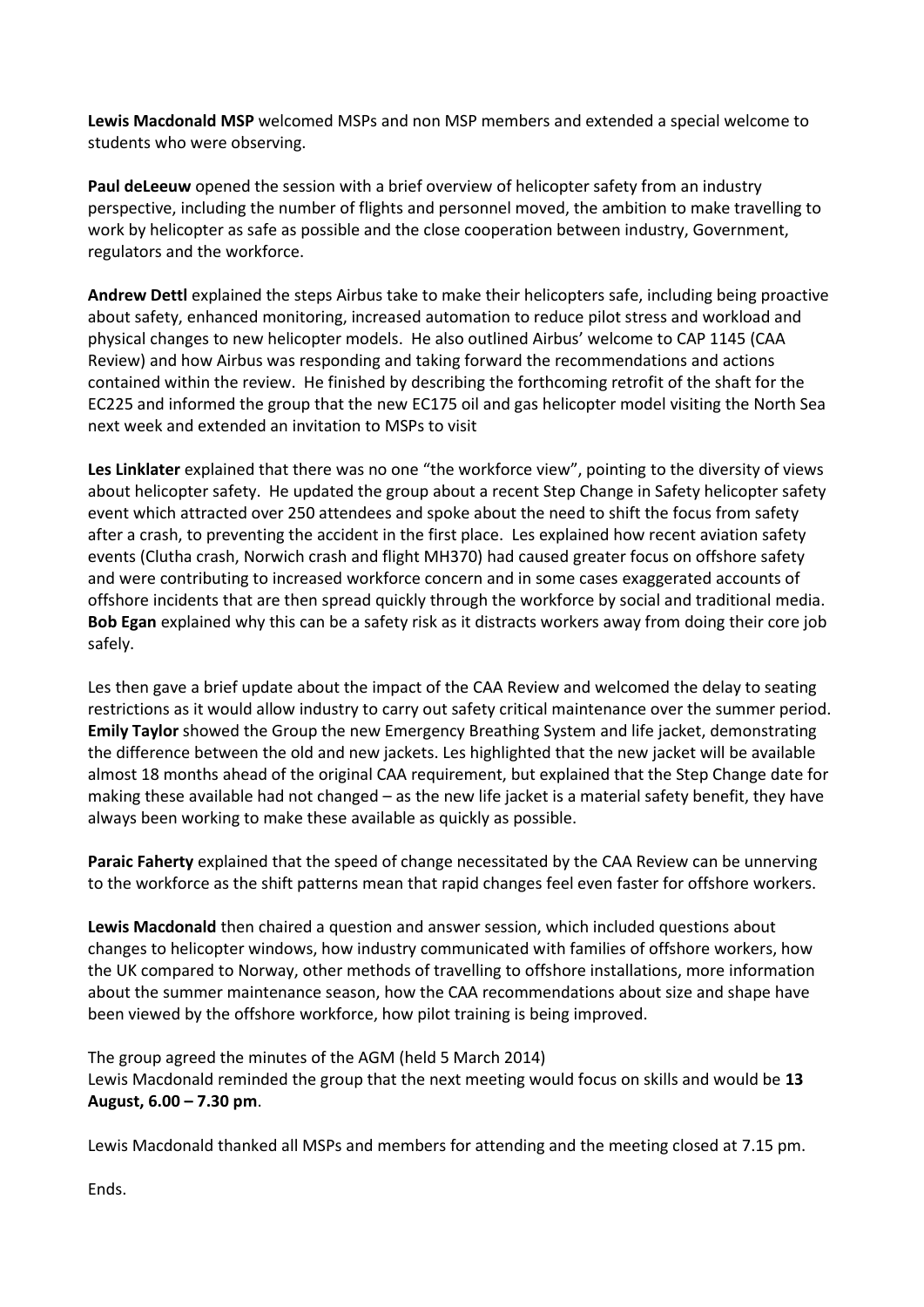**Lewis Macdonald MSP** welcomed MSPs and non MSP members and extended a special welcome to students who were observing.

**Paul deLeeuw** opened the session with a brief overview of helicopter safety from an industry perspective, including the number of flights and personnel moved, the ambition to make travelling to work by helicopter as safe as possible and the close cooperation between industry, Government, regulators and the workforce.

**Andrew Dettl** explained the steps Airbus take to make their helicopters safe, including being proactive about safety, enhanced monitoring, increased automation to reduce pilot stress and workload and physical changes to new helicopter models. He also outlined Airbus' welcome to CAP 1145 (CAA Review) and how Airbus was responding and taking forward the recommendations and actions contained within the review. He finished by describing the forthcoming retrofit of the shaft for the EC225 and informed the group that the new EC175 oil and gas helicopter model visiting the North Sea next week and extended an invitation to MSPs to visit

**Les Linklater** explained that there was no one "the workforce view", pointing to the diversity of views about helicopter safety. He updated the group about a recent Step Change in Safety helicopter safety event which attracted over 250 attendees and spoke about the need to shift the focus from safety after a crash, to preventing the accident in the first place. Les explained how recent aviation safety events (Clutha crash, Norwich crash and flight MH370) had caused greater focus on offshore safety and were contributing to increased workforce concern and in some cases exaggerated accounts of offshore incidents that are then spread quickly through the workforce by social and traditional media. **Bob Egan** explained why this can be a safety risk as it distracts workers away from doing their core job safely.

Les then gave a brief update about the impact of the CAA Review and welcomed the delay to seating restrictions as it would allow industry to carry out safety critical maintenance over the summer period. **Emily Taylor** showed the Group the new Emergency Breathing System and life jacket, demonstrating the difference between the old and new jackets. Les highlighted that the new jacket will be available almost 18 months ahead of the original CAA requirement, but explained that the Step Change date for making these available had not changed – as the new life jacket is a material safety benefit, they have always been working to make these available as quickly as possible.

**Paraic Faherty** explained that the speed of change necessitated by the CAA Review can be unnerving to the workforce as the shift patterns mean that rapid changes feel even faster for offshore workers.

**Lewis Macdonald** then chaired a question and answer session, which included questions about changes to helicopter windows, how industry communicated with families of offshore workers, how the UK compared to Norway, other methods of travelling to offshore installations, more information about the summer maintenance season, how the CAA recommendations about size and shape have been viewed by the offshore workforce, how pilot training is being improved.

The group agreed the minutes of the AGM (held 5 March 2014)
Lewis Macdonald reminded the group that the next meeting would focus on skills and would be **13 August, 6.00 – 7.30 pm**.

Lewis Macdonald thanked all MSPs and members for attending and the meeting closed at 7.15 pm.

Ends.